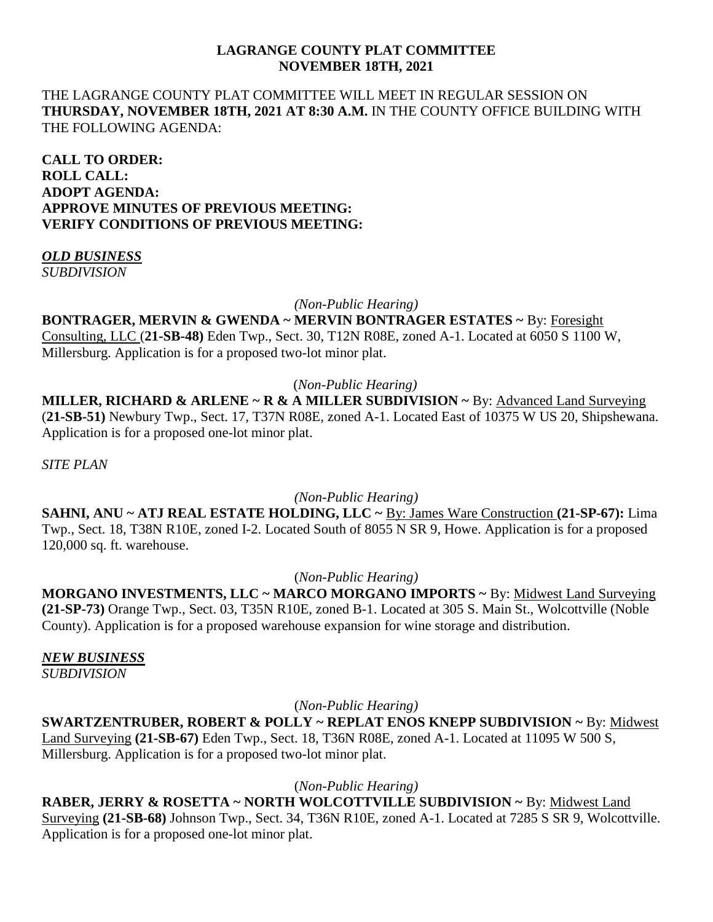**LAGRANGE COUNTY PLAT COMMITTEE**
**NOVEMBER 18TH, 2021**

THE LAGRANGE COUNTY PLAT COMMITTEE WILL MEET IN REGULAR SESSION ON **THURSDAY, NOVEMBER 18TH, 2021 AT 8:30 A.M.** IN THE COUNTY OFFICE BUILDING WITH THE FOLLOWING AGENDA:

**CALL TO ORDER:**
**ROLL CALL:**
**ADOPT AGENDA:**
**APPROVE MINUTES OF PREVIOUS MEETING:**
**VERIFY CONDITIONS OF PREVIOUS MEETING:**

***OLD BUSINESS***
*SUBDIVISION*

*(Non-Public Hearing)*

**BONTRAGER, MERVIN & GWENDA ~ MERVIN BONTRAGER ESTATES ~** By: Foresight Consulting, LLC (**21-SB-48)** Eden Twp., Sect. 30, T12N R08E, zoned A-1. Located at 6050 S 1100 W, Millersburg. Application is for a proposed two-lot minor plat.

(*Non-Public Hearing)*

**MILLER, RICHARD & ARLENE ~ R & A MILLER SUBDIVISION ~** By: Advanced Land Surveying (**21-SB-51)** Newbury Twp., Sect. 17, T37N R08E, zoned A-1. Located East of 10375 W US 20, Shipshewana. Application is for a proposed one-lot minor plat.

*SITE PLAN*

*(Non-Public Hearing)*

**SAHNI, ANU ~ ATJ REAL ESTATE HOLDING, LLC ~** By: James Ware Construction **(21-SP-67):** Lima Twp., Sect. 18, T38N R10E, zoned I-2. Located South of 8055 N SR 9, Howe. Application is for a proposed 120,000 sq. ft. warehouse.

(*Non-Public Hearing)*

**MORGANO INVESTMENTS, LLC ~ MARCO MORGANO IMPORTS ~** By: Midwest Land Surveying **(21-SP-73)** Orange Twp., Sect. 03, T35N R10E, zoned B-1. Located at 305 S. Main St., Wolcottville (Noble County). Application is for a proposed warehouse expansion for wine storage and distribution.

***NEW BUSINESS***
*SUBDIVISION*

(*Non-Public Hearing)*

**SWARTZENTRUBER, ROBERT & POLLY ~ REPLAT ENOS KNEPP SUBDIVISION ~** By: Midwest Land Surveying **(21-SB-67)** Eden Twp., Sect. 18, T36N R08E, zoned A-1. Located at 11095 W 500 S, Millersburg. Application is for a proposed two-lot minor plat.

(*Non-Public Hearing)*

**RABER, JERRY & ROSETTA ~ NORTH WOLCOTTVILLE SUBDIVISION ~** By: Midwest Land Surveying **(21-SB-68)** Johnson Twp., Sect. 34, T36N R10E, zoned A-1. Located at 7285 S SR 9, Wolcottville. Application is for a proposed one-lot minor plat.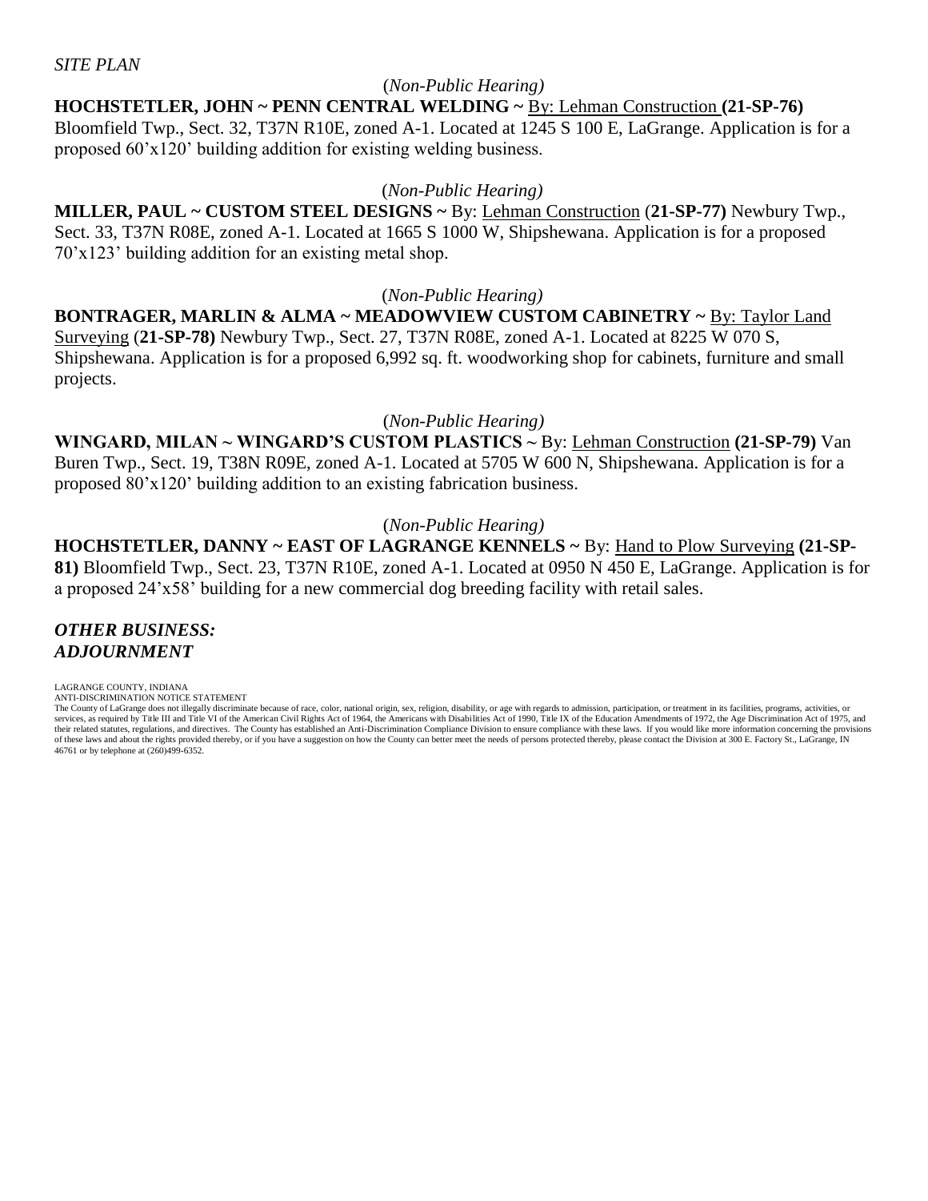*SITE PLAN*

(*Non-Public Hearing)*

**HOCHSTETLER, JOHN ~ PENN CENTRAL WELDING ~** By: Lehman Construction **(21-SP-76)** Bloomfield Twp., Sect. 32, T37N R10E, zoned A-1. Located at 1245 S 100 E, LaGrange. Application is for a proposed 60'x120' building addition for existing welding business.

(*Non-Public Hearing)*

**MILLER, PAUL ~ CUSTOM STEEL DESIGNS ~** By: Lehman Construction (**21-SP-77)** Newbury Twp., Sect. 33, T37N R08E, zoned A-1. Located at 1665 S 1000 W, Shipshewana. Application is for a proposed 70'x123' building addition for an existing metal shop.

(*Non-Public Hearing)*

**BONTRAGER, MARLIN & ALMA ~ MEADOWVIEW CUSTOM CABINETRY ~** By: Taylor Land Surveying (**21-SP-78)** Newbury Twp., Sect. 27, T37N R08E, zoned A-1. Located at 8225 W 070 S, Shipshewana. Application is for a proposed 6,992 sq. ft. woodworking shop for cabinets, furniture and small projects.

(*Non-Public Hearing)*

**WINGARD, MILAN ~ WINGARD'S CUSTOM PLASTICS ~** By: Lehman Construction **(21-SP-79)** Van Buren Twp., Sect. 19, T38N R09E, zoned A-1. Located at 5705 W 600 N, Shipshewana. Application is for a proposed 80'x120' building addition to an existing fabrication business.

(*Non-Public Hearing)*

**HOCHSTETLER, DANNY ~ EAST OF LAGRANGE KENNELS ~** By: Hand to Plow Surveying **(21-SP-81)** Bloomfield Twp., Sect. 23, T37N R10E, zoned A-1. Located at 0950 N 450 E, LaGrange. Application is for a proposed 24'x58' building for a new commercial dog breeding facility with retail sales.

***OTHER BUSINESS:***
***ADJOURNMENT***

LAGRANGE COUNTY, INDIANA
ANTI-DISCRIMINATION NOTICE STATEMENT
The County of LaGrange does not illegally discriminate because of race, color, national origin, sex, religion, disability, or age with regards to admission, participation, or treatment in its facilities, programs, activities, or services, as required by Title III and Title VI of the American Civil Rights Act of 1964, the Americans with Disabilities Act of 1990, Title IX of the Education Amendments of 1972, the Age Discrimination Act of 1975, and their related statutes, regulations, and directives. The County has established an Anti-Discrimination Compliance Division to ensure compliance with these laws. If you would like more information concerning the provisions of these laws and about the rights provided thereby, or if you have a suggestion on how the County can better meet the needs of persons protected thereby, please contact the Division at 300 E. Factory St., LaGrange, IN 46761 or by telephone at (260)499-6352.